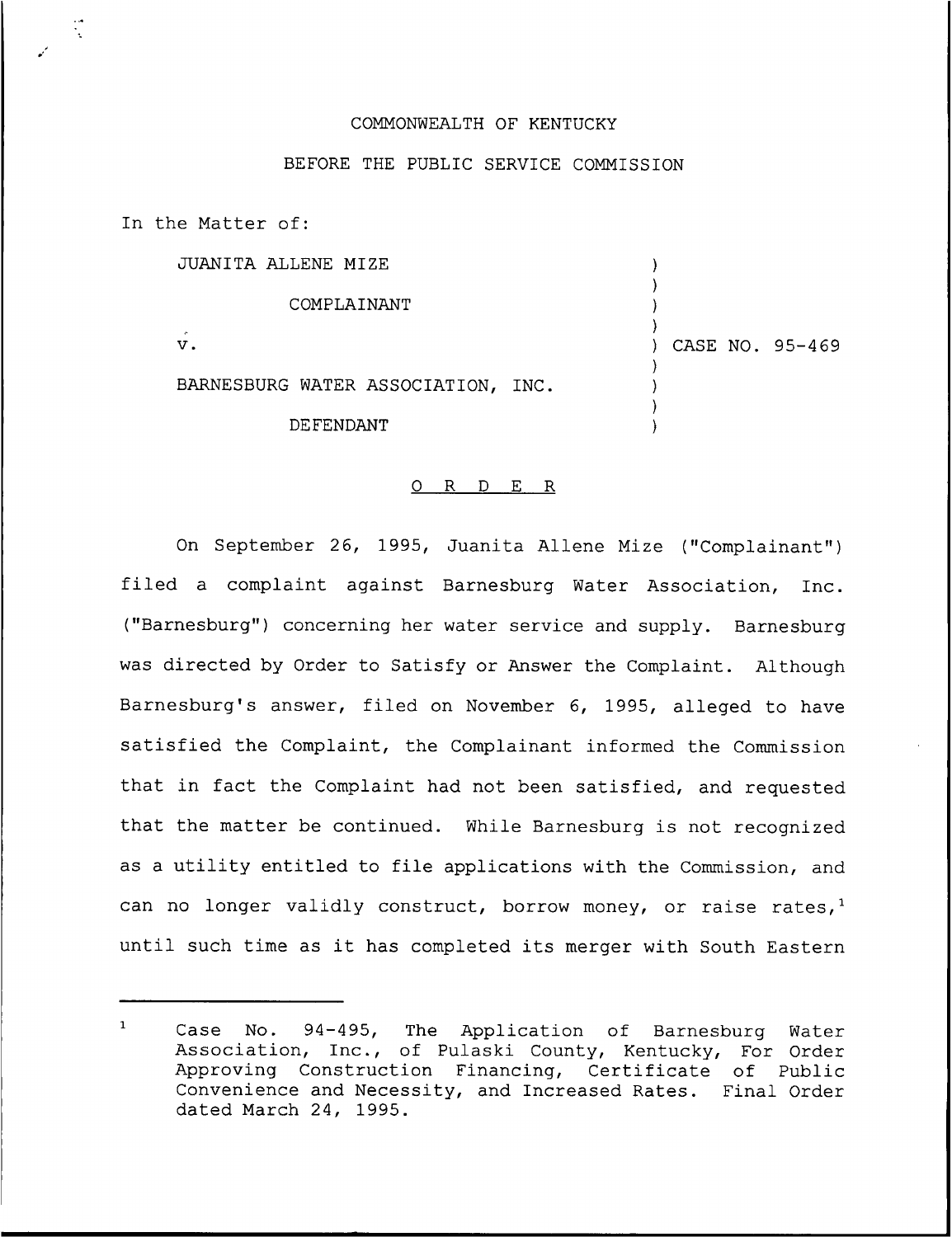COMMONWEALTH OF KENTUCKY

BEFORE THE PUBLIC SERVICE COMMISSION

In the Matter of:

JUANITA ALLENE MIZE

COMPLAINANT

v.

BARNESBURG WATER ASSOCIATION, INC.

DEFENDANT

) CASE NO. 95-469

O R D E R

On September 26, 1995, Juanita Allene Mize ("Complainant") filed a complaint against Barnesburg Water Association, Inc. ("Barnesburg") concerning her water service and supply. Barnesburg was directed by Order to Satisfy or Answer the Complaint. Although Barnesburg's answer, filed on November 6, 1995, alleged to have satisfied the Complaint, the Complainant informed the Commission that in fact the Complaint had not been satisfied, and requested that the matter be continued. While Barnesburg is not recognized as a utility entitled to file applications with the Commission, and can no longer validly construct, borrow money, or raise rates,[1] until such time as it has completed its merger with South Eastern

[1] Case No. 94-495, The Application of Barnesburg Water Association, Inc., of Pulaski County, Kentucky, For Order Approving Construction Financing, Certificate of Public Convenience and Necessity, and Increased Rates. Final Order dated March 24, 1995.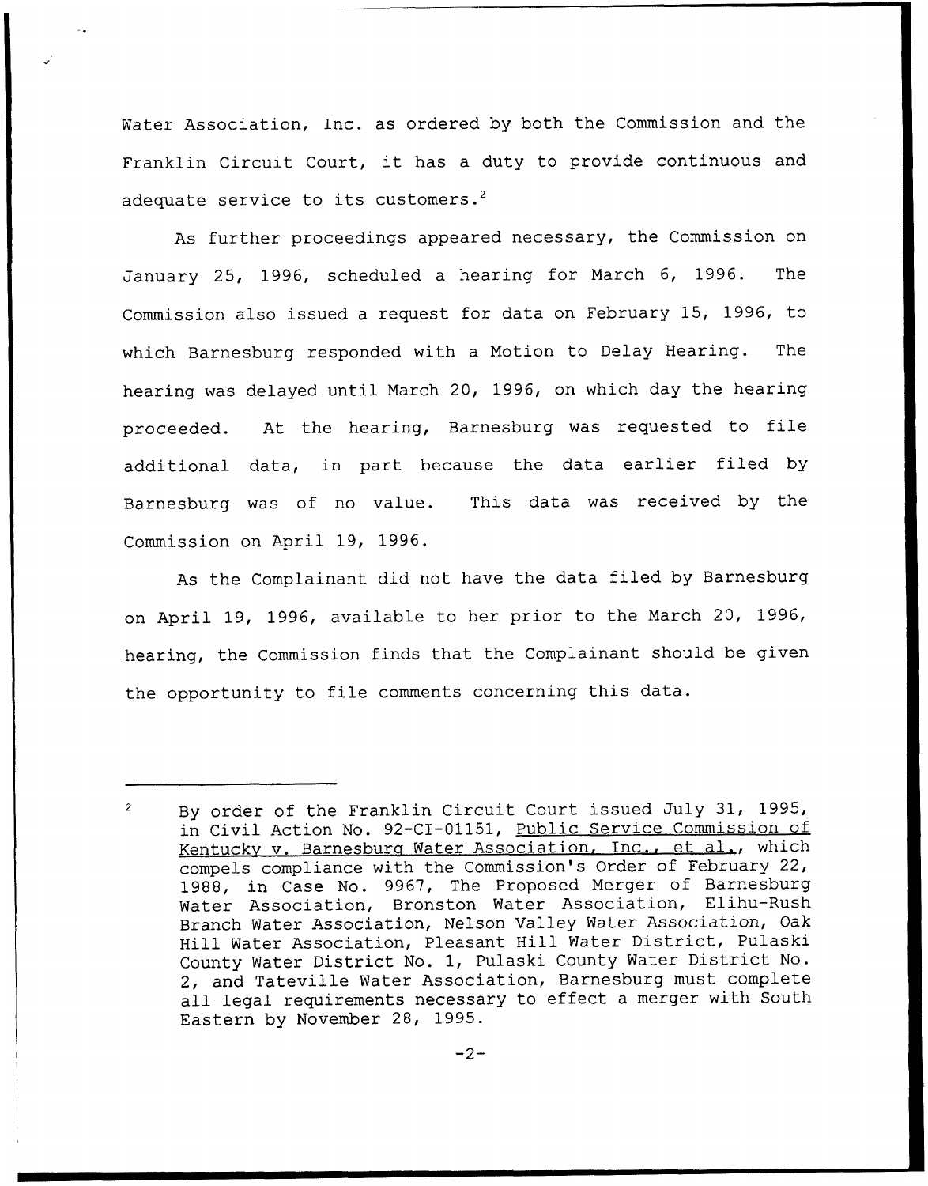Water Association, Inc. as ordered by both the Commission and the Franklin Circuit Court, it has a duty to provide continuous and adequate service to its customers.[2]

As further proceedings appeared necessary, the Commission on January 25, 1996, scheduled a hearing for March 6, 1996. The Commission also issued a request for data on February 15, 1996, to which Barnesburg responded with a Motion to Delay Hearing. The hearing was delayed until March 20, 1996, on which day the hearing proceeded. At the hearing, Barnesburg was requested to file additional data, in part because the data earlier filed by Barnesburg was of no value. This data was received by the Commission on April 19, 1996.

As the Complainant did not have the data filed by Barnesburg on April 19, 1996, available to her prior to the March 20, 1996, hearing, the Commission finds that the Complainant should be given the opportunity to file comments concerning this data.

---

[2] By order of the Franklin Circuit Court issued July 31, 1995, in Civil Action No. 92-CI-01151, Public Service Commission of Kentucky v. Barnesburg Water Association, Inc., et al., which compels compliance with the Commission's Order of February 22, 1988, in Case No. 9967, The Proposed Merger of Barnesburg Water Association, Bronston Water Association, Elihu-Rush Branch Water Association, Nelson Valley Water Association, Oak Hill Water Association, Pleasant Hill Water District, Pulaski County Water District No. 1, Pulaski County Water District No. 2, and Tateville Water Association, Barnesburg must complete all legal requirements necessary to effect a merger with South Eastern by November 28, 1995.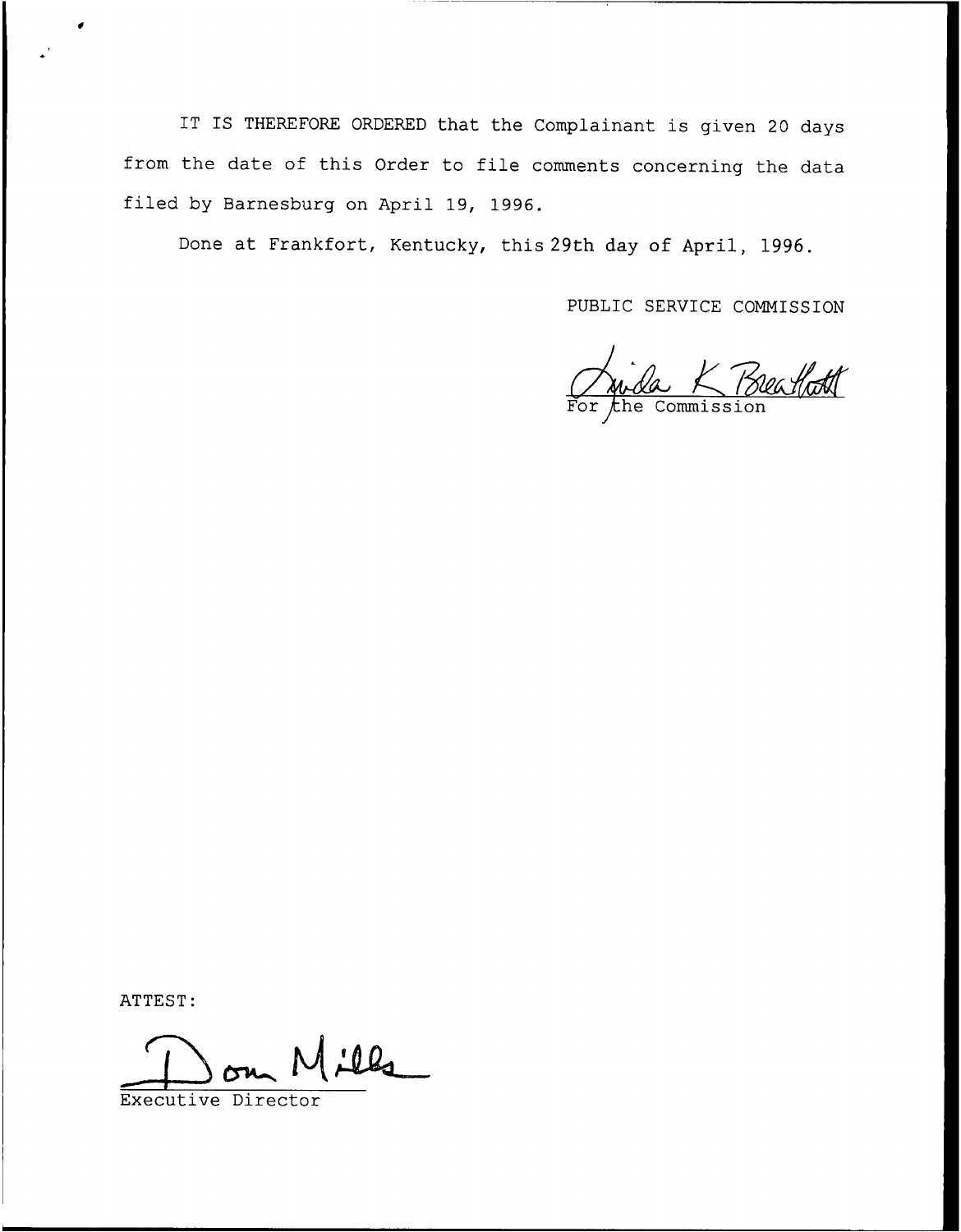IT IS THEREFORE ORDERED that the Complainant is given 20 days from the date of this Order to file comments concerning the data filed by Barnesburg on April 19, 1996.

Done at Frankfort, Kentucky, this 29th day of April, 1996.

PUBLIC SERVICE COMMISSION

For the Commission

ATTEST:

Executive Director